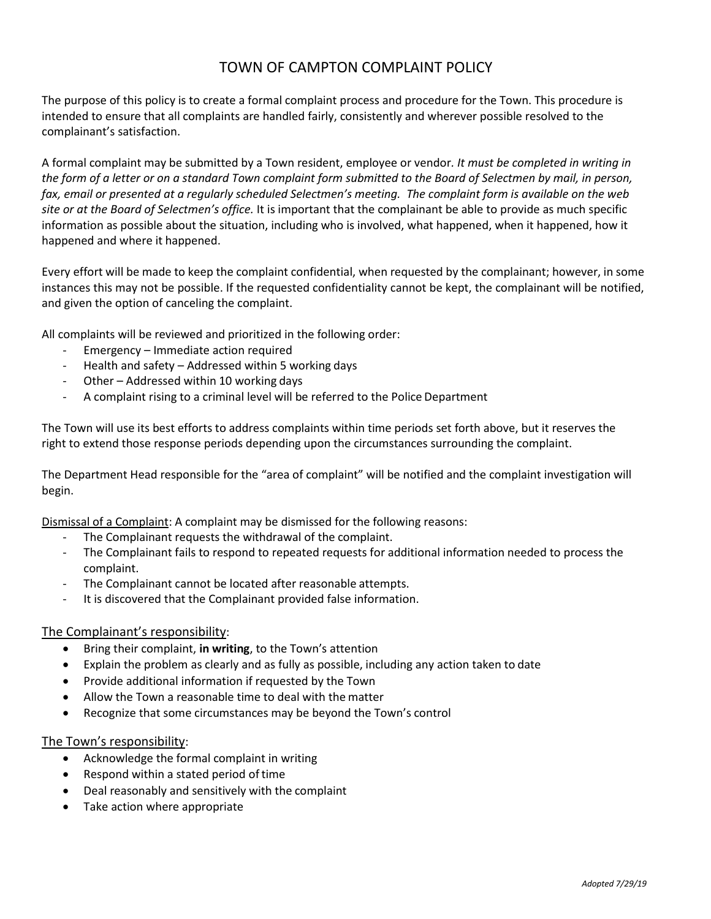# TOWN OF CAMPTON COMPLAINT POLICY

The purpose of this policy is to create a formal complaint process and procedure for the Town. This procedure is intended to ensure that all complaints are handled fairly, consistently and wherever possible resolved to the complainant's satisfaction.

A formal complaint may be submitted by a Town resident, employee or vendor. *It must be completed in writing in the form of a letter or on a standard Town complaint form submitted to the Board of Selectmen by mail, in person, fax, email or presented at a regularly scheduled Selectmen's meeting. The complaint form is available on the web site or at the Board of Selectmen's office.* It is important that the complainant be able to provide as much specific information as possible about the situation, including who is involved, what happened, when it happened, how it happened and where it happened.

Every effort will be made to keep the complaint confidential, when requested by the complainant; however, in some instances this may not be possible. If the requested confidentiality cannot be kept, the complainant will be notified, and given the option of canceling the complaint.

All complaints will be reviewed and prioritized in the following order:

- Emergency – Immediate action required
- Health and safety – Addressed within 5 working days
- Other – Addressed within 10 working days
- A complaint rising to a criminal level will be referred to the Police Department

The Town will use its best efforts to address complaints within time periods set forth above, but it reserves the right to extend those response periods depending upon the circumstances surrounding the complaint.

The Department Head responsible for the "area of complaint" will be notified and the complaint investigation will begin.

Dismissal of a Complaint: A complaint may be dismissed for the following reasons:

- The Complainant requests the withdrawal of the complaint.
- The Complainant fails to respond to repeated requests for additional information needed to process the complaint.
- The Complainant cannot be located after reasonable attempts.
- It is discovered that the Complainant provided false information.

## The Complainant's responsibility:

- Bring their complaint, **in writing**, to the Town's attention
- Explain the problem as clearly and as fully as possible, including any action taken to date
- Provide additional information if requested by the Town
- Allow the Town a reasonable time to deal with the matter
- Recognize that some circumstances may be beyond the Town's control

## The Town's responsibility:

- Acknowledge the formal complaint in writing
- Respond within a stated period of time
- Deal reasonably and sensitively with the complaint
- Take action where appropriate

*Adopted 7/29/19*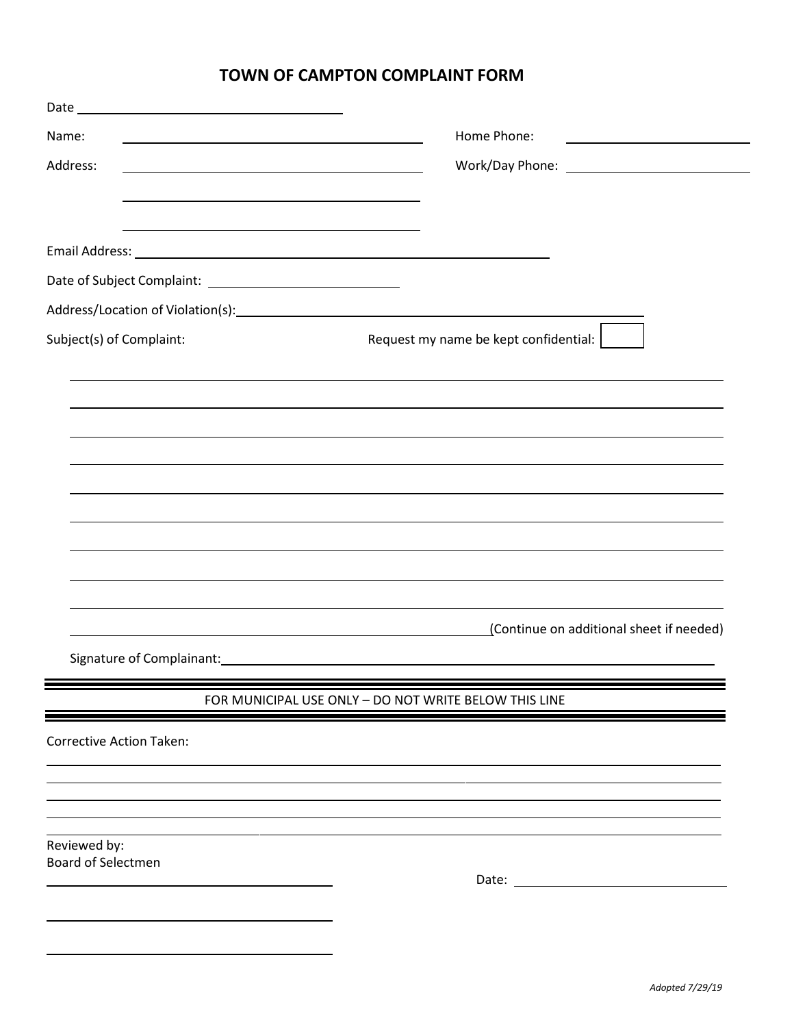# TOWN OF CAMPTON COMPLAINT FORM

Date ______________________________

Name: ______________________________ Home Phone: ______________________

Address: ______________________________ Work/Day Phone: ______________________

______________________________

______________________________

Email Address: ______________________________________________

Date of Subject Complaint: ______________________

Address/Location of Violation(s): ______________________________________________

Subject(s) of Complaint: Request my name be kept confidential: ☐

______________________________________________________________________

______________________________________________________________________

______________________________________________________________________

______________________________________________________________________

______________________________________________________________________

______________________________________________________________________

______________________________________________________________________

______________________________________________________________________

______________________________________________________________________

______________________________________________________(Continue on additional sheet if needed)

Signature of Complainant: ______________________________________________

---

FOR MUNICIPAL USE ONLY – DO NOT WRITE BELOW THIS LINE

---

Corrective Action Taken:

______________________________________________________________________

______________________________________________________________________

______________________________________________________________________

______________________________________________________________________

______________________________________________________________________

Reviewed by:
Board of Selectmen

______________________________ Date: ______________________

______________________________

______________________________

*Adopted 7/29/19*